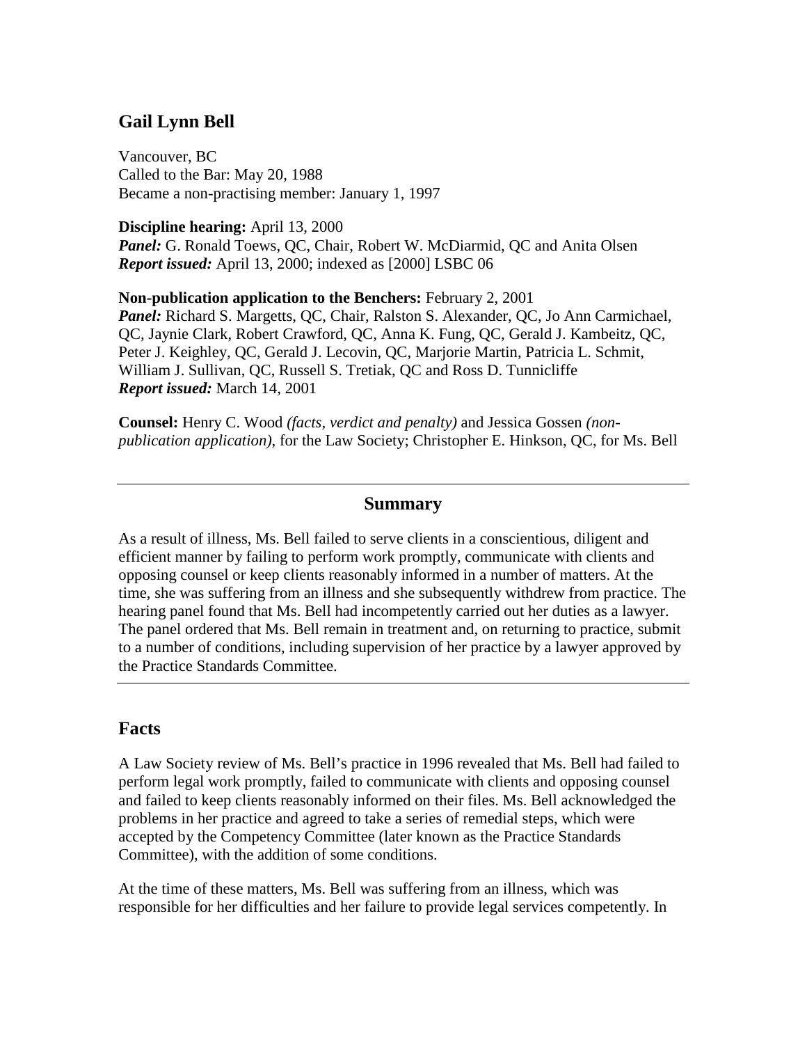## Gail Lynn Bell

Vancouver, BC
Called to the Bar: May 20, 1988
Became a non-practising member: January 1, 1997

**Discipline hearing:** April 13, 2000
***Panel:*** G. Ronald Toews, QC, Chair, Robert W. McDiarmid, QC and Anita Olsen
***Report issued:*** April 13, 2000; indexed as [2000] LSBC 06

**Non-publication application to the Benchers:** February 2, 2001
***Panel:*** Richard S. Margetts, QC, Chair, Ralston S. Alexander, QC, Jo Ann Carmichael, QC, Jaynie Clark, Robert Crawford, QC, Anna K. Fung, QC, Gerald J. Kambeitz, QC, Peter J. Keighley, QC, Gerald J. Lecovin, QC, Marjorie Martin, Patricia L. Schmit, William J. Sullivan, QC, Russell S. Tretiak, QC and Ross D. Tunnicliffe
***Report issued:*** March 14, 2001

**Counsel:** Henry C. Wood *(facts, verdict and penalty)* and Jessica Gossen *(non-publication application)*, for the Law Society; Christopher E. Hinkson, QC, for Ms. Bell

---

### Summary

As a result of illness, Ms. Bell failed to serve clients in a conscientious, diligent and efficient manner by failing to perform work promptly, communicate with clients and opposing counsel or keep clients reasonably informed in a number of matters. At the time, she was suffering from an illness and she subsequently withdrew from practice. The hearing panel found that Ms. Bell had incompetently carried out her duties as a lawyer. The panel ordered that Ms. Bell remain in treatment and, on returning to practice, submit to a number of conditions, including supervision of her practice by a lawyer approved by the Practice Standards Committee.

---

## Facts

A Law Society review of Ms. Bell's practice in 1996 revealed that Ms. Bell had failed to perform legal work promptly, failed to communicate with clients and opposing counsel and failed to keep clients reasonably informed on their files. Ms. Bell acknowledged the problems in her practice and agreed to take a series of remedial steps, which were accepted by the Competency Committee (later known as the Practice Standards Committee), with the addition of some conditions.

At the time of these matters, Ms. Bell was suffering from an illness, which was responsible for her difficulties and her failure to provide legal services competently. In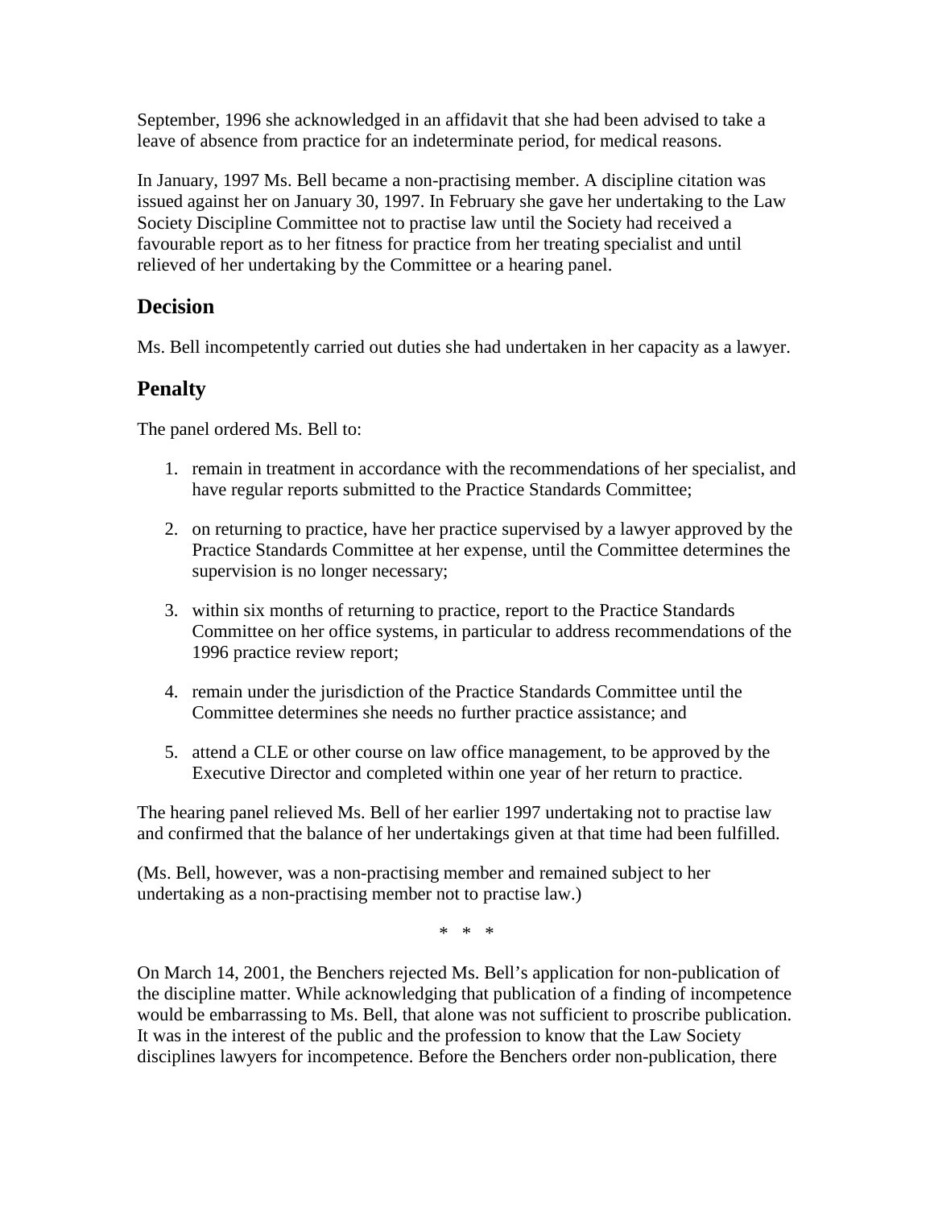September, 1996 she acknowledged in an affidavit that she had been advised to take a leave of absence from practice for an indeterminate period, for medical reasons.

In January, 1997 Ms. Bell became a non-practising member. A discipline citation was issued against her on January 30, 1997. In February she gave her undertaking to the Law Society Discipline Committee not to practise law until the Society had received a favourable report as to her fitness for practice from her treating specialist and until relieved of her undertaking by the Committee or a hearing panel.

## Decision

Ms. Bell incompetently carried out duties she had undertaken in her capacity as a lawyer.

## Penalty

The panel ordered Ms. Bell to:

1. remain in treatment in accordance with the recommendations of her specialist, and have regular reports submitted to the Practice Standards Committee;

2. on returning to practice, have her practice supervised by a lawyer approved by the Practice Standards Committee at her expense, until the Committee determines the supervision is no longer necessary;

3. within six months of returning to practice, report to the Practice Standards Committee on her office systems, in particular to address recommendations of the 1996 practice review report;

4. remain under the jurisdiction of the Practice Standards Committee until the Committee determines she needs no further practice assistance; and

5. attend a CLE or other course on law office management, to be approved by the Executive Director and completed within one year of her return to practice.

The hearing panel relieved Ms. Bell of her earlier 1997 undertaking not to practise law and confirmed that the balance of her undertakings given at that time had been fulfilled.

(Ms. Bell, however, was a non-practising member and remained subject to her undertaking as a non-practising member not to practise law.)

\* \* \*

On March 14, 2001, the Benchers rejected Ms. Bell's application for non-publication of the discipline matter. While acknowledging that publication of a finding of incompetence would be embarrassing to Ms. Bell, that alone was not sufficient to proscribe publication. It was in the interest of the public and the profession to know that the Law Society disciplines lawyers for incompetence. Before the Benchers order non-publication, there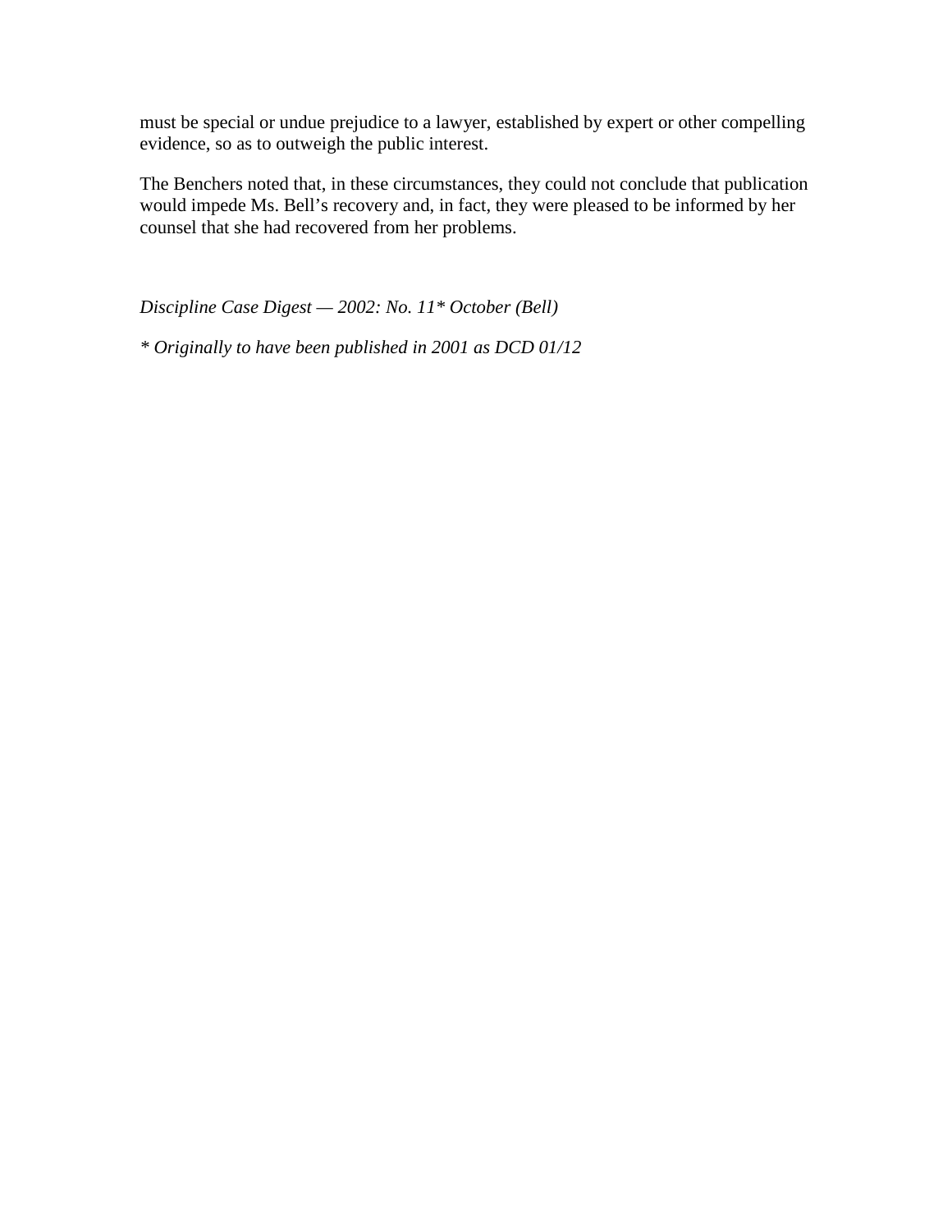must be special or undue prejudice to a lawyer, established by expert or other compelling evidence, so as to outweigh the public interest.

The Benchers noted that, in these circumstances, they could not conclude that publication would impede Ms. Bell's recovery and, in fact, they were pleased to be informed by her counsel that she had recovered from her problems.

*Discipline Case Digest — 2002: No. 11* October (Bell)*

** Originally to have been published in 2001 as DCD 01/12*